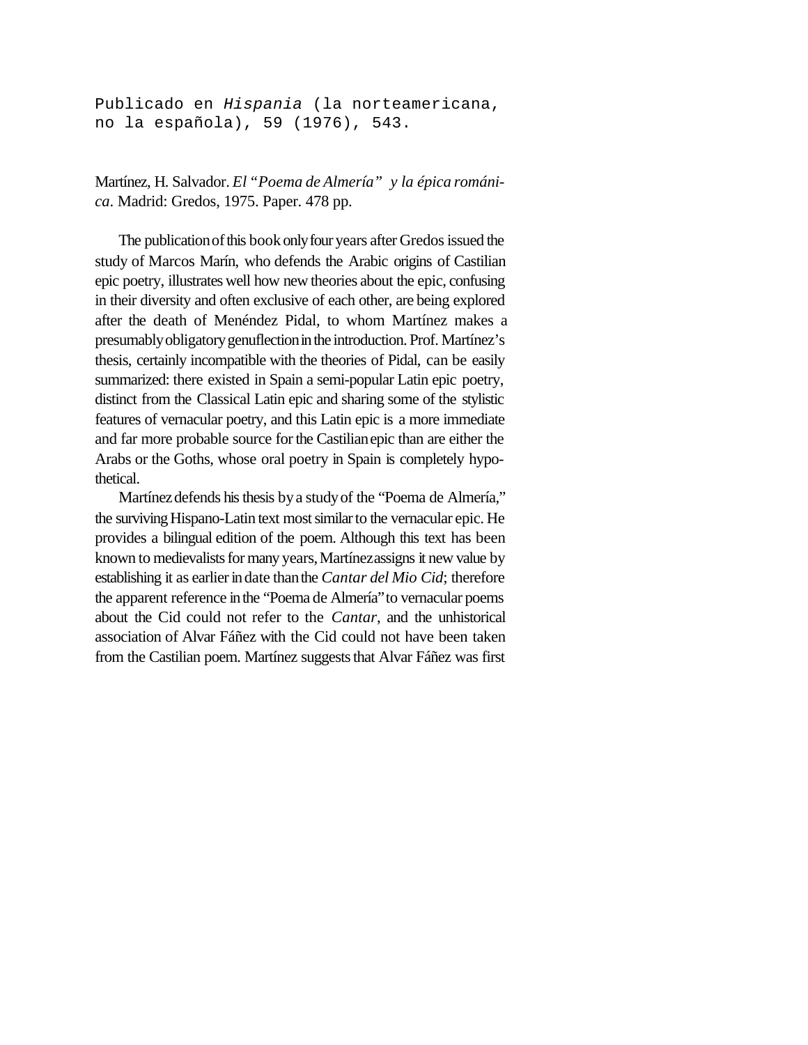Publicado en *Hispania* (la norteamericana, no la española), 59 (1976), 543.

Martínez, H. Salvador. *El "Poema de Almería" y la épica románica*. Madrid: Gredos, 1975. Paper. 478 pp.

The publication of this book only four years after Gredos issued the study of Marcos Marín, who defends the Arabic origins of Castilian epic poetry, illustrates well how new theories about the epic, confusing in their diversity and often exclusive of each other, are being explored after the death of Menéndez Pidal, to whom Martínez makes a presumably obligatory genuflection in the introduction. Prof. Martínez's thesis, certainly incompatible with the theories of Pidal, can be easily summarized: there existed in Spain a semi-popular Latin epic poetry, distinct from the Classical Latin epic and sharing some of the stylistic features of vernacular poetry, and this Latin epic is a more immediate and far more probable source for the Castilian epic than are either the Arabs or the Goths, whose oral poetry in Spain is completely hypothetical.

Martínez defends his thesis by a study of the "Poema de Almería," the surviving Hispano-Latin text most similar to the vernacular epic. He provides a bilingual edition of the poem. Although this text has been known to medievalists for many years, Martínez assigns it new value by establishing it as earlier in date than the *Cantar del Mio Cid*; therefore the apparent reference in the "Poema de Almería" to vernacular poems about the Cid could not refer to the *Cantar*, and the unhistorical association of Alvar Fáñez with the Cid could not have been taken from the Castilian poem. Martínez suggests that Alvar Fáñez was first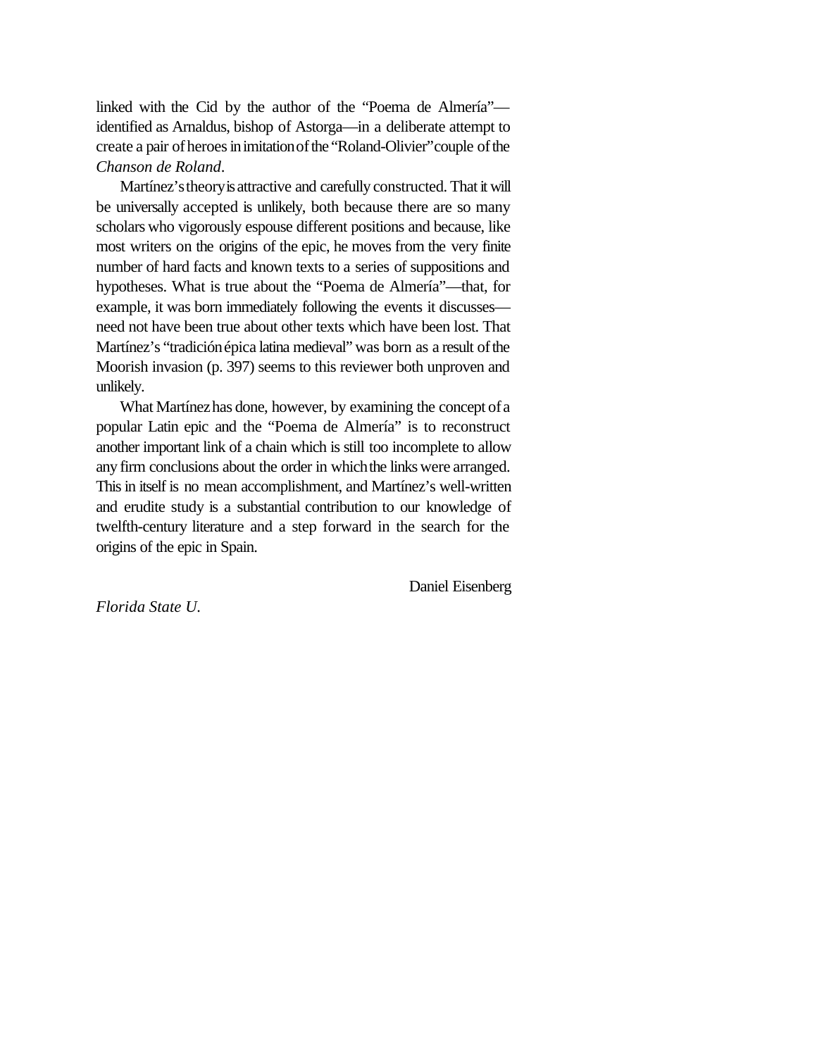linked with the Cid by the author of the "Poema de Almería"—identified as Arnaldus, bishop of Astorga—in a deliberate attempt to create a pair of heroes in imitation of the "Roland-Olivier" couple of the *Chanson de Roland*.

Martínez's theory is attractive and carefully constructed. That it will be universally accepted is unlikely, both because there are so many scholars who vigorously espouse different positions and because, like most writers on the origins of the epic, he moves from the very finite number of hard facts and known texts to a series of suppositions and hypotheses. What is true about the "Poema de Almería"—that, for example, it was born immediately following the events it discusses—need not have been true about other texts which have been lost. That Martínez's "tradición épica latina medieval" was born as a result of the Moorish invasion (p. 397) seems to this reviewer both unproven and unlikely.

What Martínez has done, however, by examining the concept of a popular Latin epic and the "Poema de Almería" is to reconstruct another important link of a chain which is still too incomplete to allow any firm conclusions about the order in which the links were arranged. This in itself is no mean accomplishment, and Martínez's well-written and erudite study is a substantial contribution to our knowledge of twelfth-century literature and a step forward in the search for the origins of the epic in Spain.

Daniel Eisenberg

*Florida State U.*